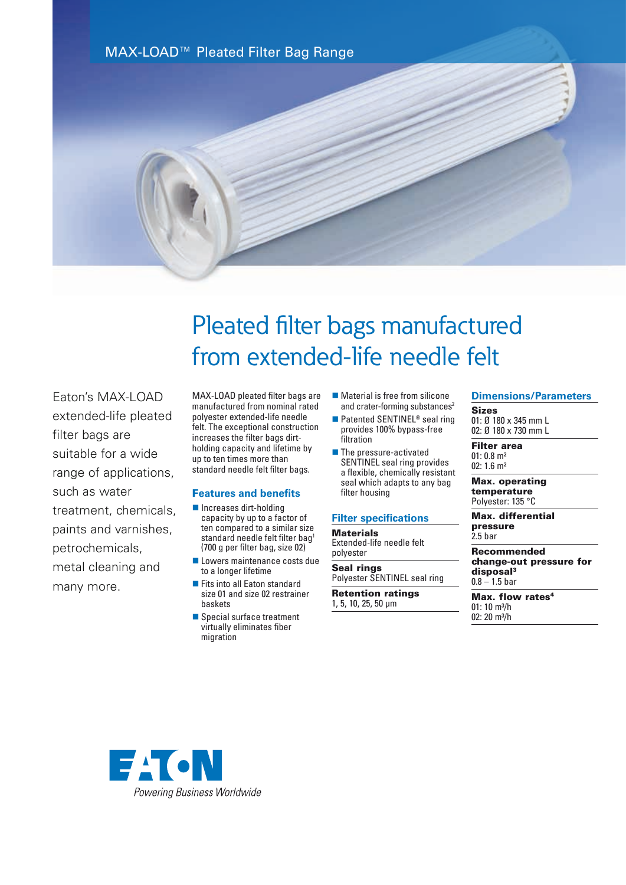MAX-LOAD™ Pleated Filter Bag Range

# Pleated filter bags manufactured from extended-life needle felt

Eaton's MAX-LOAD extended-life pleated filter bags are suitable for a wide range of applications, such as water treatment, chemicals, paints and varnishes, petrochemicals, metal cleaning and many more.

MAX-LOAD pleated filter bags are manufactured from nominal rated polyester extended-life needle felt. The exceptional construction increases the filter bags dirt-holding capacity and lifetime by up to ten times more than standard needle felt filter bags.

## Features and benefits

- Increases dirt-holding capacity by up to a factor of ten compared to a similar size standard needle felt filter bag[1] (700 g per filter bag, size 02)
- Lowers maintenance costs due to a longer lifetime
- Fits into all Eaton standard size 01 and size 02 restrainer baskets
- Special surface treatment virtually eliminates fiber migration
- Material is free from silicone and crater-forming substances[2]
- Patented SENTINEL® seal ring provides 100% bypass-free filtration
- The pressure-activated SENTINEL seal ring provides a flexible, chemically resistant seal which adapts to any bag filter housing

## Filter specifications

**Materials**
Extended-life needle felt polyester

**Seal rings**
Polyester SENTINEL seal ring

**Retention ratings**
1, 5, 10, 25, 50 µm

## Dimensions/Parameters

**Sizes**
01: Ø 180 x 345 mm L
02: Ø 180 x 730 mm L

**Filter area**
01: 0.8 m²
02: 1.6 m²

**Max. operating temperature**
Polyester: 135 °C

**Max. differential pressure**
2.5 bar

**Recommended change-out pressure for disposal[3]**
0.8 – 1.5 bar

**Max. flow rates[4]**
01: 10 m³/h
02: 20 m³/h

EATON
*Powering Business Worldwide*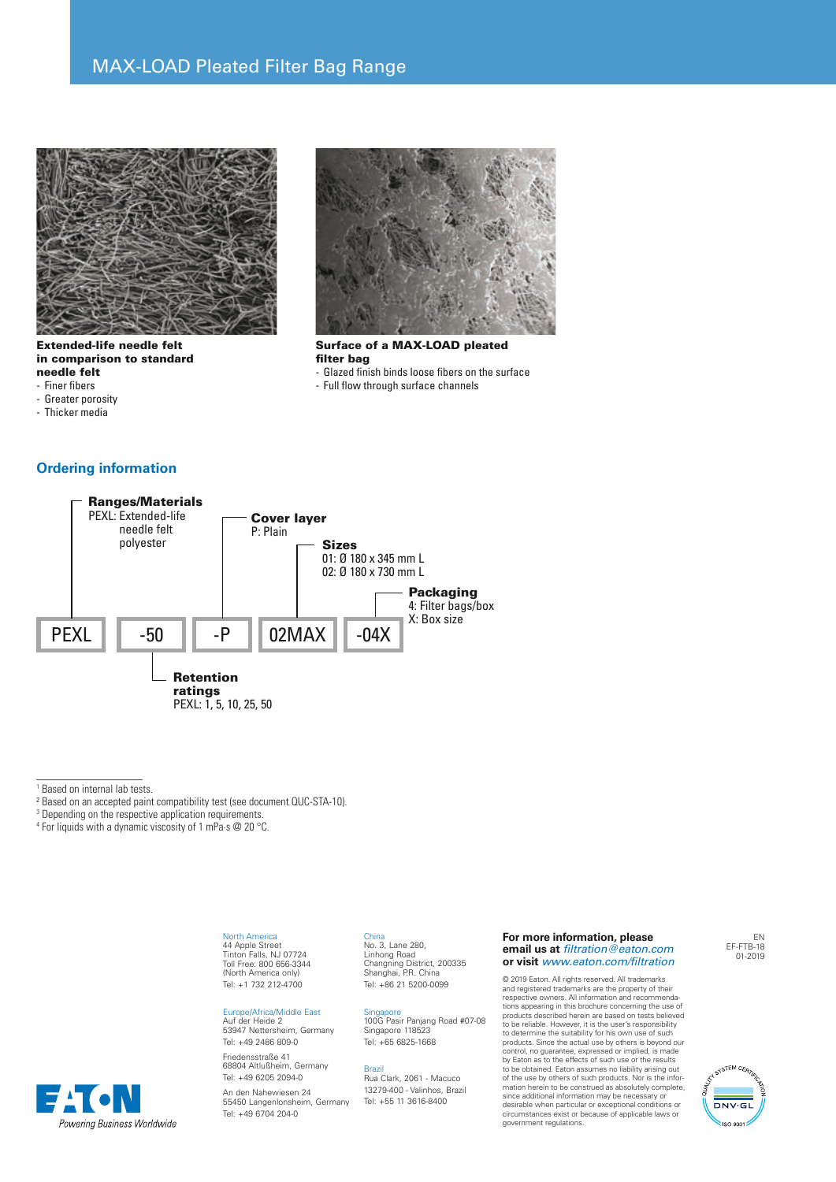# MAX-LOAD Pleated Filter Bag Range

**Extended-life needle felt in comparison to standard needle felt**
- Finer fibers
- Greater porosity
- Thicker media

**Surface of a MAX-LOAD pleated filter bag**
- Glazed finish binds loose fibers on the surface
- Full flow through surface channels

## Ordering information

**Ranges/Materials**
PEXL: Extended-life needle felt polyester

**Cover layer**
P: Plain

**Sizes**
01: Ø 180 x 345 mm L
02: Ø 180 x 730 mm L

**Packaging**
4: Filter bags/box
X: Box size

| PEXL | -50 | -P | 02MAX | -04X |
|---|---|---|---|---|

**Retention ratings**
PEXL: 1, 5, 10, 25, 50

[1] Based on internal lab tests.
[2] Based on an accepted paint compatibility test (see document QUC-STA-10).
[3] Depending on the respective application requirements.
[4] For liquids with a dynamic viscosity of 1 mPa·s @ 20 °C.

North America
44 Apple Street
Tinton Falls, NJ 07724
Toll Free: 800 656-3344
(North America only)
Tel: +1 732 212-4700

Europe/Africa/Middle East
Auf der Heide 2
53947 Nettersheim, Germany
Tel: +49 2486 809-0

Friedensstraße 41
68804 Altlußheim, Germany
Tel: +49 6205 2094-0

An den Nahewiesen 24
55450 Langenlonsheim, Germany
Tel: +49 6704 204-0

China
No. 3, Lane 280,
Linhong Road
Changning District, 200335
Shanghai, P.R. China
Tel: +86 21 5200-0099

Singapore
100G Pasir Panjang Road #07-08
Singapore 118523
Tel: +65 6825-1668

Brazil
Rua Clark, 2061 - Macuco
13279-400 - Valinhos, Brazil
Tel: +55 11 3616-8400

**For more information, please email us at** *filtration@eaton.com*
**or visit** *www.eaton.com/filtration*

© 2019 Eaton. All rights reserved. All trademarks and registered trademarks are the property of their respective owners. All information and recommendations appearing in this brochure concerning the use of products described herein are based on tests believed to be reliable. However, it is the user's responsibility to determine the suitability for his own use of such products. Since the actual use by others is beyond our control, no guarantee, expressed or implied, is made by Eaton as to the effects of such use or the results to be obtained. Eaton assumes no liability arising out of the use by others of such products. Nor is the information herein to be construed as absolutely complete, since additional information may be necessary or desirable when particular or exceptional conditions or circumstances exist or because of applicable laws or government regulations.

EN
EF-FTB-18
01-2019

EATON
*Powering Business Worldwide*